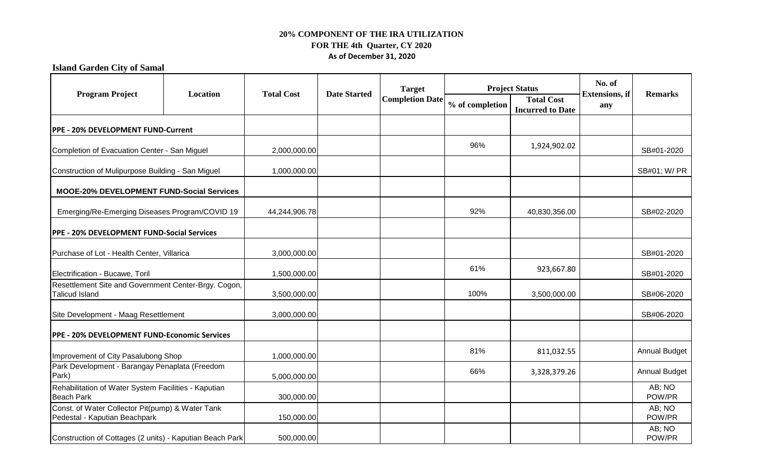**20% COMPONENT OF THE IRA UTILIZATION**
**FOR THE 4th Quarter, CY 2020**
**As of December 31, 2020**

**Island Garden City of Samal**

| Program Project | Location | Total Cost | Date Started | Target Completion Date | Project Status | | No. of Extensions, if any | Remarks |
|---|---|---|---|---|---|---|---|---|
| | | | | | % of completion | Total Cost Incurred to Date | | |
| **PPE - 20% DEVELOPMENT FUND-Current** | | | | | | | | |
| Completion of Evacuation Center - San Miguel | | 2,000,000.00 | | | 96% | 1,924,902.02 | | SB#01-2020 |
| Construction of Mulipurpose Building - San Miguel | | 1,000,000.00 | | | | | | SB#01; W/ PR |
| **MOOE-20% DEVELOPMENT FUND-Social Services** | | | | | | | | |
| Emerging/Re-Emerging Diseases Program/COVID 19 | | 44,244,906.78 | | | 92% | 40,830,356.00 | | SB#02-2020 |
| **PPE - 20% DEVELOPMENT FUND-Social Services** | | | | | | | | |
| Purchase of Lot - Health Center, Villarica | | 3,000,000.00 | | | | | | SB#01-2020 |
| Electrification - Bucawe, Toril | | 1,500,000.00 | | | 61% | 923,667.80 | | SB#01-2020 |
| Resettlement Site and Government Center-Brgy. Cogon, Talicud Island | | 3,500,000.00 | | | 100% | 3,500,000.00 | | SB#06-2020 |
| Site Development - Maag Resettlement | | 3,000,000.00 | | | | | | SB#06-2020 |
| **PPE - 20% DEVELOPMENT FUND-Economic Services** | | | | | | | | |
| Improvement of City Pasalubong Shop | | 1,000,000.00 | | | 81% | 811,032.55 | | Annual Budget |
| Park Development - Barangay Penaplata (Freedom Park) | | 5,000,000.00 | | | 66% | 3,328,379.26 | | Annual Budget |
| Rehabilitation of Water System Facilities - Kaputian Beach Park | | 300,000.00 | | | | | | AB; NO POW/PR |
| Const. of Water Collector Pit(pump) & Water Tank Pedestal - Kaputian Beachpark | | 150,000.00 | | | | | | AB; NO POW/PR |
| Construction of Cottages (2 units) - Kaputian Beach Park | | 500,000.00 | | | | | | AB; NO POW/PR |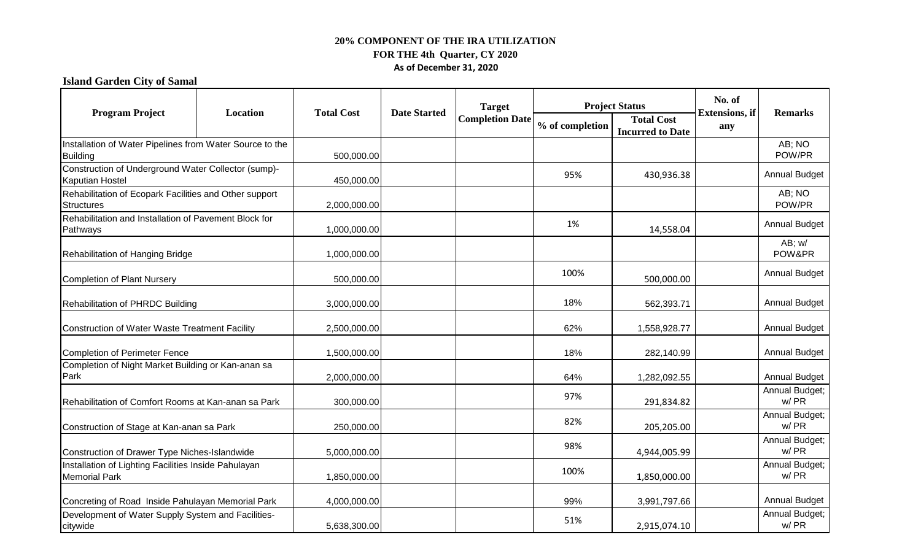# 20% COMPONENT OF THE IRA UTILIZATION

## FOR THE 4th Quarter, CY 2020

### As of December 31, 2020

**Island Garden City of Samal**

| Program Project | Location | Total Cost | Date Started | Target Completion Date | Project Status | | No. of Extensions, if any | Remarks |
|---|---|---|---|---|---|---|---|---|
| | | | | | % of completion | Total Cost Incurred to Date | | |
| Installation of Water Pipelines from Water Source to the Building | | 500,000.00 | | | | | | AB; NO POW/PR |
| Construction of Underground Water Collector (sump)- Kaputian Hostel | | 450,000.00 | | | 95% | 430,936.38 | | Annual Budget |
| Rehabilitation of Ecopark Facilities and Other support Structures | | 2,000,000.00 | | | | | | AB; NO POW/PR |
| Rehabilitation and Installation of Pavement Block for Pathways | | 1,000,000.00 | | | 1% | 14,558.04 | | Annual Budget |
| Rehabilitation of Hanging Bridge | | 1,000,000.00 | | | | | | AB; w/ POW&PR |
| Completion of Plant Nursery | | 500,000.00 | | | 100% | 500,000.00 | | Annual Budget |
| Rehabilitation of PHRDC Building | | 3,000,000.00 | | | 18% | 562,393.71 | | Annual Budget |
| Construction of Water Waste Treatment Facility | | 2,500,000.00 | | | 62% | 1,558,928.77 | | Annual Budget |
| Completion of Perimeter Fence | | 1,500,000.00 | | | 18% | 282,140.99 | | Annual Budget |
| Completion of Night Market Building or Kan-anan sa Park | | 2,000,000.00 | | | 64% | 1,282,092.55 | | Annual Budget |
| Rehabilitation of Comfort Rooms at Kan-anan sa Park | | 300,000.00 | | | 97% | 291,834.82 | | Annual Budget; w/ PR |
| Construction of Stage at Kan-anan sa Park | | 250,000.00 | | | 82% | 205,205.00 | | Annual Budget; w/ PR |
| Construction of Drawer Type Niches-Islandwide | | 5,000,000.00 | | | 98% | 4,944,005.99 | | Annual Budget; w/ PR |
| Installation of Lighting Facilities Inside Pahulayan Memorial Park | | 1,850,000.00 | | | 100% | 1,850,000.00 | | Annual Budget; w/ PR |
| Concreting of Road Inside Pahulayan Memorial Park | | 4,000,000.00 | | | 99% | 3,991,797.66 | | Annual Budget |
| Development of Water Supply System and Facilities-citywide | | 5,638,300.00 | | | 51% | 2,915,074.10 | | Annual Budget; w/ PR |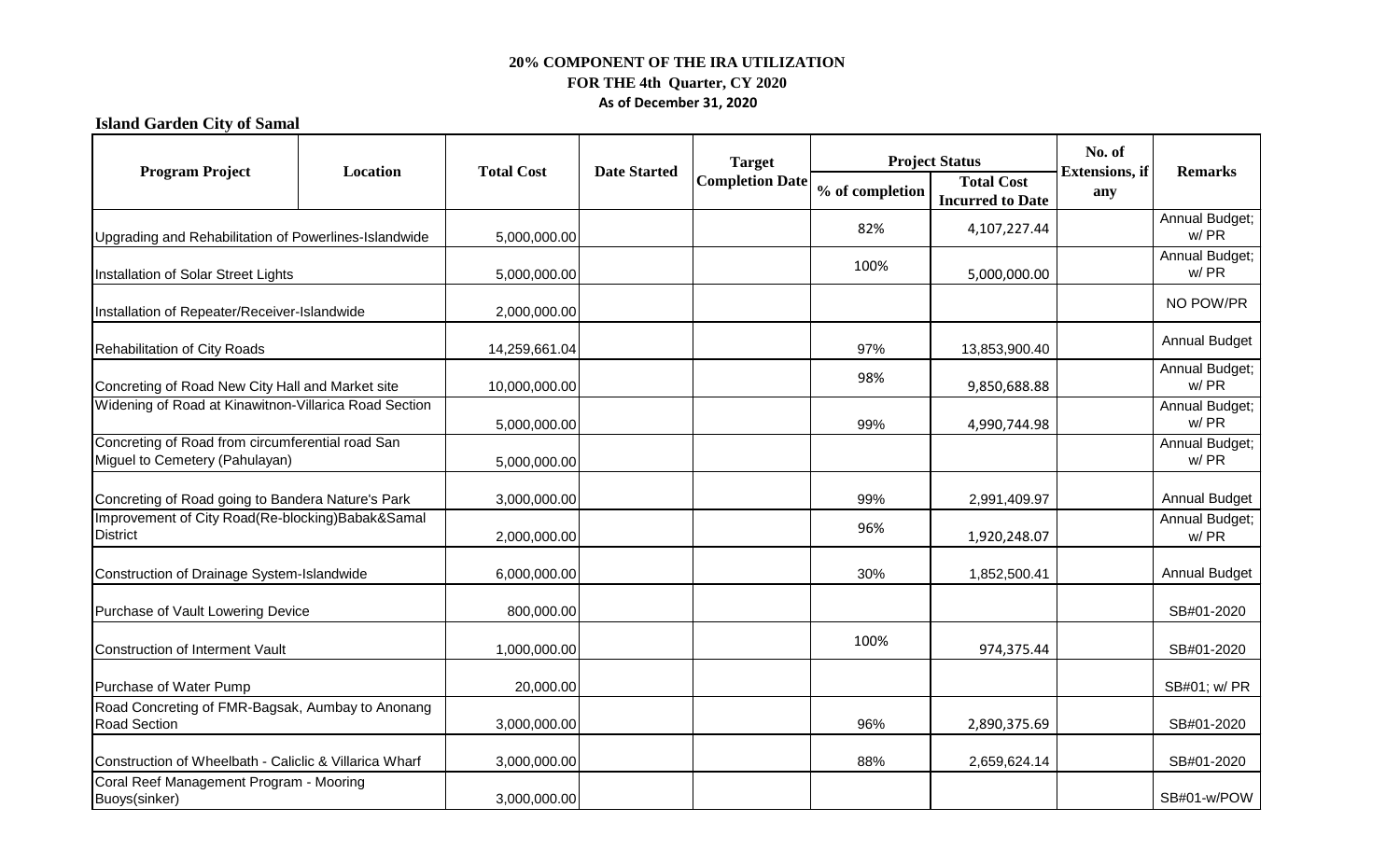**20% COMPONENT OF THE IRA UTILIZATION**

**FOR THE 4th Quarter, CY 2020**

**As of December 31, 2020**

**Island Garden City of Samal**

| Program Project | Location | Total Cost | Date Started | Target Completion Date | Project Status | | No. of Extensions, if any | Remarks |
|---|---|---|---|---|---|---|---|---|
| | | | | | % of completion | Total Cost Incurred to Date | | |
| Upgrading and Rehabilitation of Powerlines-Islandwide | | 5,000,000.00 | | | 82% | 4,107,227.44 | | Annual Budget; w/ PR |
| Installation of Solar Street Lights | | 5,000,000.00 | | | 100% | 5,000,000.00 | | Annual Budget; w/ PR |
| Installation of Repeater/Receiver-Islandwide | | 2,000,000.00 | | | | | | NO POW/PR |
| Rehabilitation of City Roads | | 14,259,661.04 | | | 97% | 13,853,900.40 | | Annual Budget |
| Concreting of Road New City Hall and Market site | | 10,000,000.00 | | | 98% | 9,850,688.88 | | Annual Budget; w/ PR |
| Widening of Road at Kinawitnon-Villarica Road Section | | 5,000,000.00 | | | 99% | 4,990,744.98 | | Annual Budget; w/ PR |
| Concreting of Road from circumferential road San Miguel to Cemetery (Pahulayan) | | 5,000,000.00 | | | | | | Annual Budget; w/ PR |
| Concreting of Road going to Bandera Nature's Park | | 3,000,000.00 | | | 99% | 2,991,409.97 | | Annual Budget |
| Improvement of City Road(Re-blocking)Babak&Samal District | | 2,000,000.00 | | | 96% | 1,920,248.07 | | Annual Budget; w/ PR |
| Construction of Drainage System-Islandwide | | 6,000,000.00 | | | 30% | 1,852,500.41 | | Annual Budget |
| Purchase of Vault Lowering Device | | 800,000.00 | | | | | | SB#01-2020 |
| Construction of Interment Vault | | 1,000,000.00 | | | 100% | 974,375.44 | | SB#01-2020 |
| Purchase of Water Pump | | 20,000.00 | | | | | | SB#01; w/ PR |
| Road Concreting of FMR-Bagsak, Aumbay to Anonang Road Section | | 3,000,000.00 | | | 96% | 2,890,375.69 | | SB#01-2020 |
| Construction of Wheelbath - Caliclic & Villarica Wharf | | 3,000,000.00 | | | 88% | 2,659,624.14 | | SB#01-2020 |
| Coral Reef Management Program - Mooring Buoys(sinker) | | 3,000,000.00 | | | | | | SB#01-w/POW |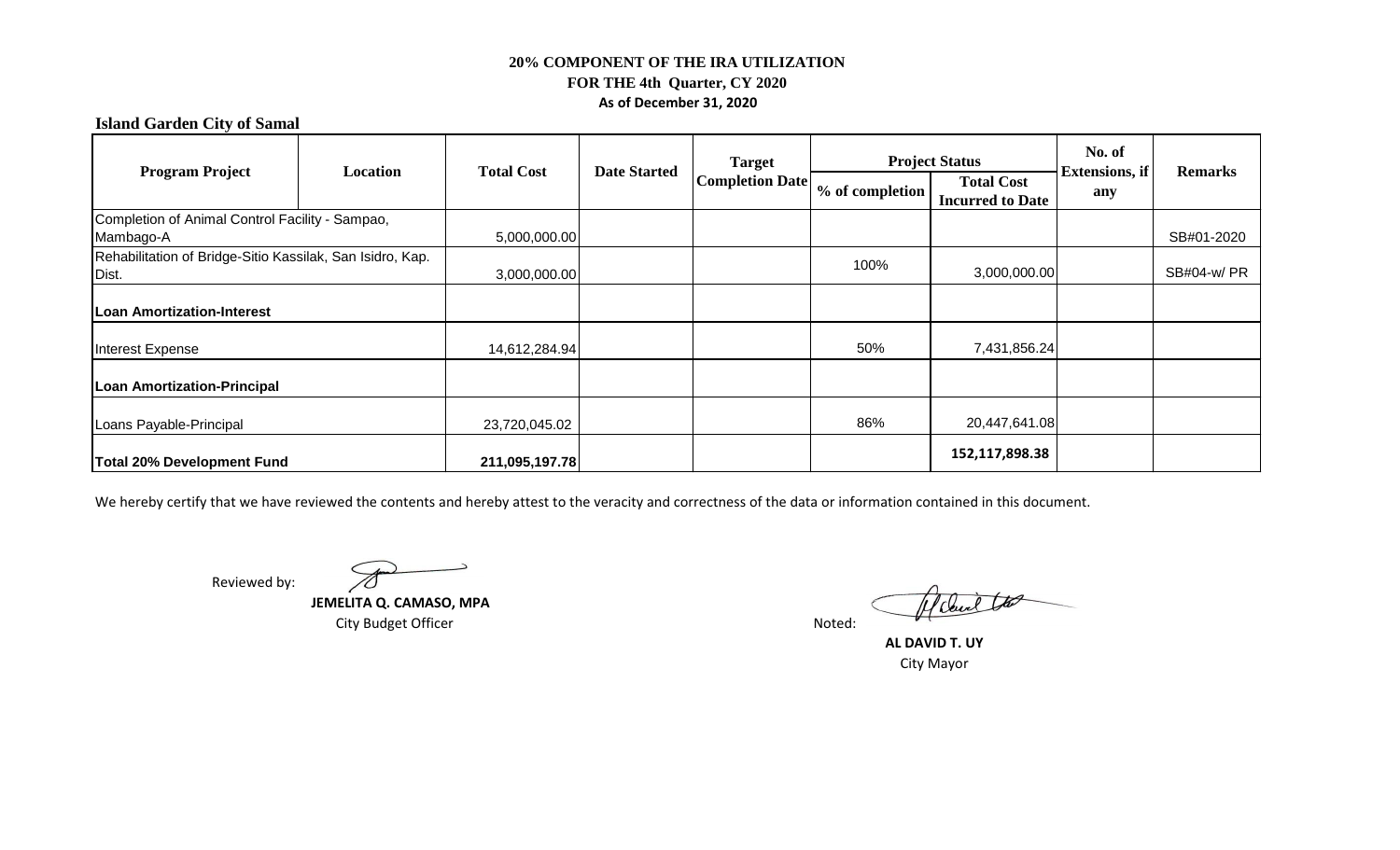**20% COMPONENT OF THE IRA UTILIZATION**
**FOR THE 4th Quarter, CY 2020**
**As of December 31, 2020**

**Island Garden City of Samal**

| Program Project | Location | Total Cost | Date Started | Target Completion Date | Project Status | | No. of Extensions, if any | Remarks |
|---|---|---|---|---|---|---|---|---|
| | | | | | % of completion | Total Cost Incurred to Date | | |
| Completion of Animal Control Facility - Sampao, Mambago-A | | 5,000,000.00 | | | | | | SB#01-2020 |
| Rehabilitation of Bridge-Sitio Kassilak, San Isidro, Kap. Dist. | | 3,000,000.00 | | | 100% | 3,000,000.00 | | SB#04-w/ PR |
| **Loan Amortization-Interest** | | | | | | | | |
| Interest Expense | | 14,612,284.94 | | | 50% | 7,431,856.24 | | |
| **Loan Amortization-Principal** | | | | | | | | |
| Loans Payable-Principal | | 23,720,045.02 | | | 86% | 20,447,641.08 | | |
| **Total 20% Development Fund** | | **211,095,197.78** | | | | **152,117,898.38** | | |

We hereby certify that we have reviewed the contents and hereby attest to the veracity and correctness of the data or information contained in this document.

Reviewed by:

**JEMELITA Q. CAMASO, MPA**
City Budget Officer

Noted:

**AL DAVID T. UY**
City Mayor